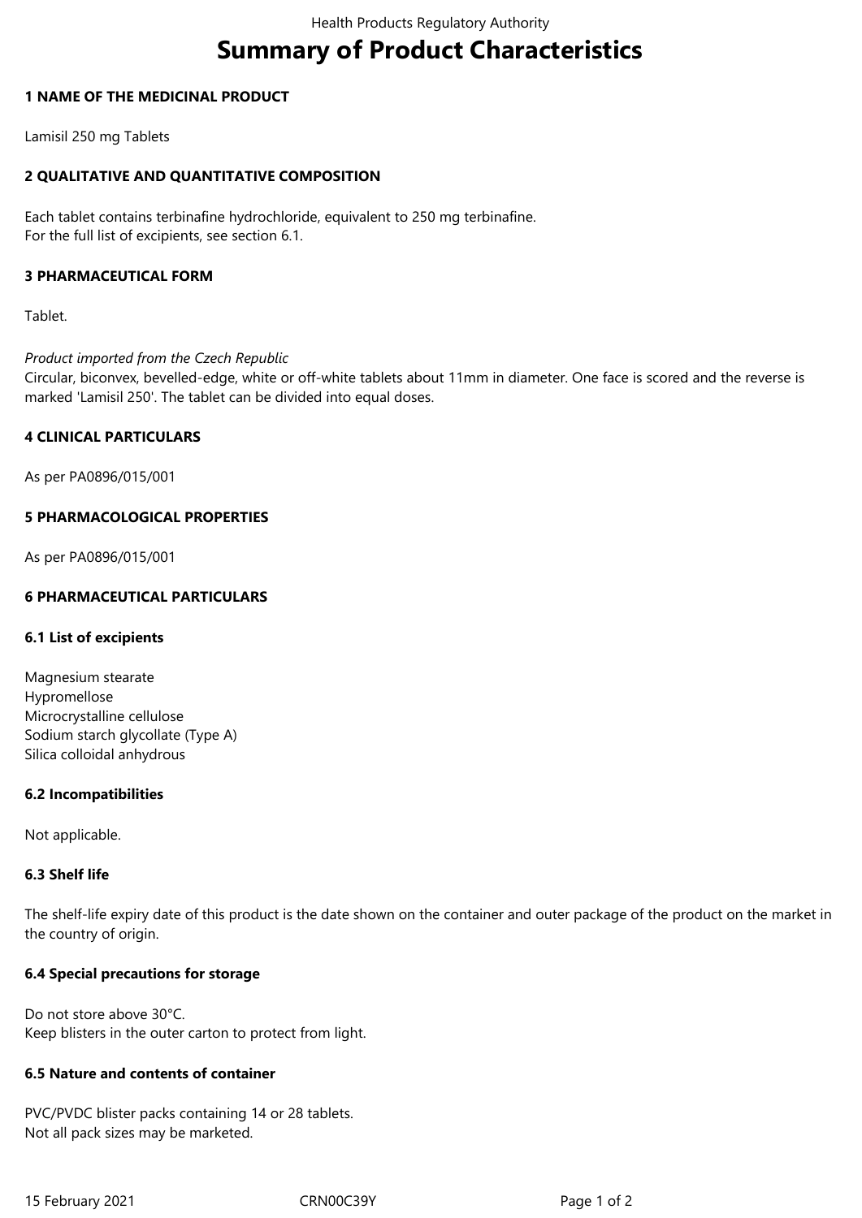# Summary of Product Characteristics

## 1 NAME OF THE MEDICINAL PRODUCT

Lamisil 250 mg Tablets

## 2 QUALITATIVE AND QUANTITATIVE COMPOSITION

Each tablet contains terbinafine hydrochloride, equivalent to 250 mg terbinafine.
For the full list of excipients, see section 6.1.

## 3 PHARMACEUTICAL FORM

Tablet.

*Product imported from the Czech Republic*
Circular, biconvex, bevelled-edge, white or off-white tablets about 11mm in diameter. One face is scored and the reverse is marked 'Lamisil 250'. The tablet can be divided into equal doses.

## 4 CLINICAL PARTICULARS

As per PA0896/015/001

## 5 PHARMACOLOGICAL PROPERTIES

As per PA0896/015/001

## 6 PHARMACEUTICAL PARTICULARS

### 6.1 List of excipients

Magnesium stearate
Hypromellose
Microcrystalline cellulose
Sodium starch glycollate (Type A)
Silica colloidal anhydrous

### 6.2 Incompatibilities

Not applicable.

### 6.3 Shelf life

The shelf-life expiry date of this product is the date shown on the container and outer package of the product on the market in the country of origin.

### 6.4 Special precautions for storage

Do not store above 30°C.
Keep blisters in the outer carton to protect from light.

### 6.5 Nature and contents of container

PVC/PVDC blister packs containing 14 or 28 tablets.
Not all pack sizes may be marketed.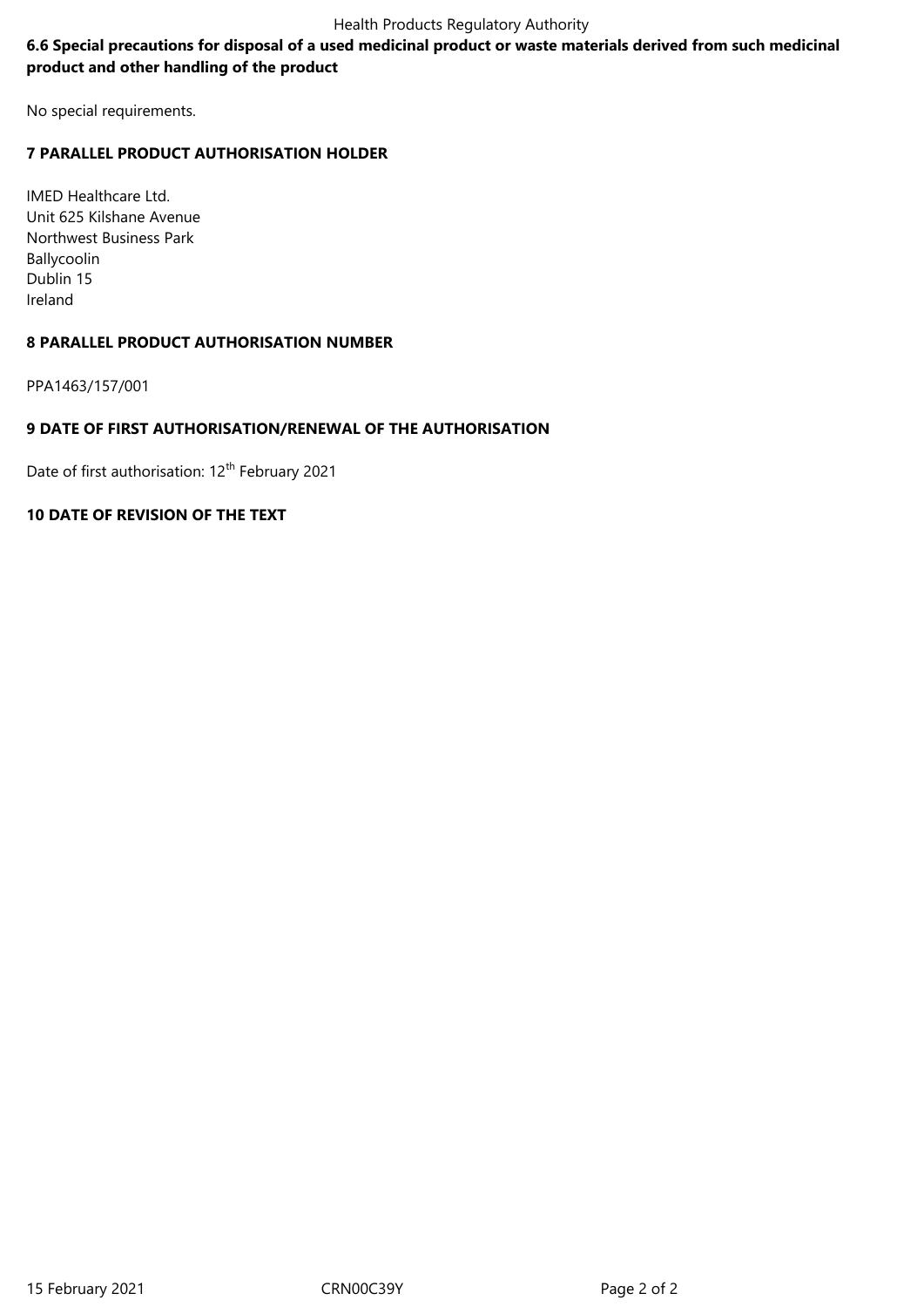## 6.6 Special precautions for disposal of a used medicinal product or waste materials derived from such medicinal product and other handling of the product

No special requirements.

## 7 PARALLEL PRODUCT AUTHORISATION HOLDER

IMED Healthcare Ltd.
Unit 625 Kilshane Avenue
Northwest Business Park
Ballycoolin
Dublin 15
Ireland

## 8 PARALLEL PRODUCT AUTHORISATION NUMBER

PPA1463/157/001

## 9 DATE OF FIRST AUTHORISATION/RENEWAL OF THE AUTHORISATION

Date of first authorisation: 12th February 2021

## 10 DATE OF REVISION OF THE TEXT